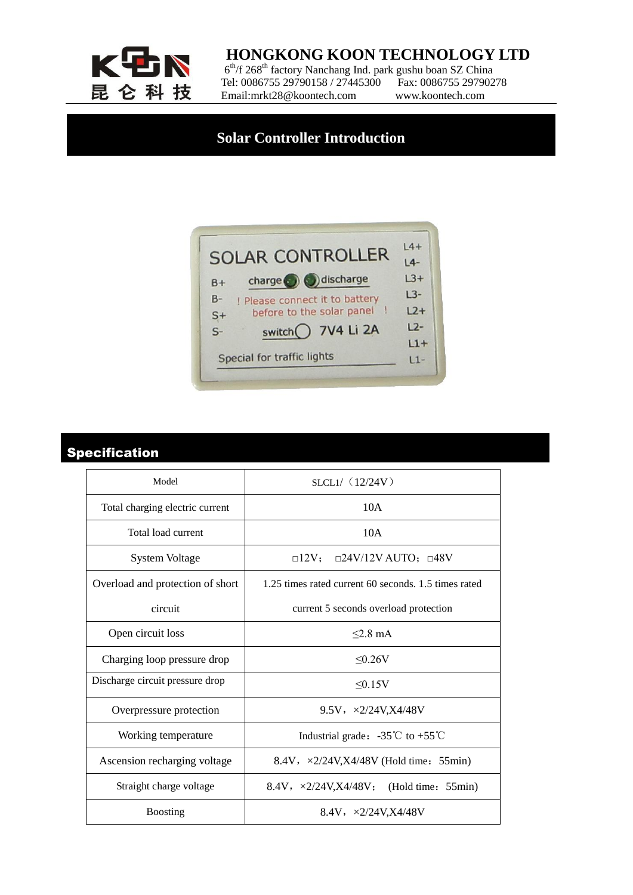# HONGKONG KOON TECHNOLOGY LTD

6th/f 268th factory Nanchang Ind. park gushu boan SZ China
Tel: 0086755 29790158 / 27445300    Fax: 0086755 29790278
Email:mrkt28@koontech.com    www.koontech.com

## Solar Controller Introduction

## Specification

| Model | SLCL1/（12/24V） |
|---|---|
| Total charging electric current | 10A |
| Total load current | 10A |
| System Voltage | □12V;   □24V/12V AUTO;  □48V |
| Overload and protection of short circuit | 1.25 times rated current 60 seconds. 1.5 times rated current 5 seconds overload protection |
| Open circuit loss | ≤2.8 mA |
| Charging loop pressure drop | ≤0.26V |
| Discharge circuit pressure drop | ≤0.15V |
| Overpressure protection | 9.5V，×2/24V,X4/48V |
| Working temperature | Industrial grade：-35℃ to +55℃ |
| Ascension recharging voltage | 8.4V，×2/24V,X4/48V (Hold time：55min) |
| Straight charge voltage | 8.4V，×2/24V,X4/48V;   (Hold time：55min) |
| Boosting | 8.4V，×2/24V,X4/48V |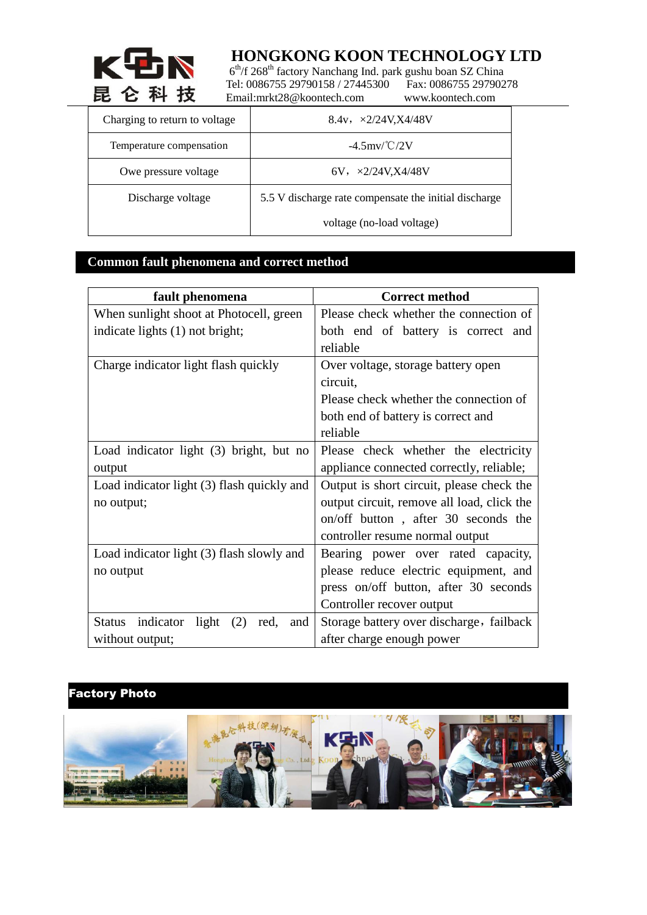| | |
|---|---|
| Charging to return to voltage | 8.4v，×2/24V,X4/48V |
| Temperature compensation | -4.5mv/℃/2V |
| Owe pressure voltage | 6V，×2/24V,X4/48V |
| Discharge voltage | 5.5 V discharge rate compensate the initial discharge voltage (no-load voltage) |

## Common fault phenomena and correct method

| fault phenomena | Correct method |
|---|---|
| When sunlight shoot at Photocell, green indicate lights (1) not bright; | Please check whether the connection of both end of battery is correct and reliable |
| Charge indicator light flash quickly | Over voltage, storage battery open circuit, Please check whether the connection of both end of battery is correct and reliable |
| Load indicator light (3) bright, but no output | Please check whether the electricity appliance connected correctly, reliable; |
| Load indicator light (3) flash quickly and no output; | Output is short circuit, please check the output circuit, remove all load, click the on/off button , after 30 seconds the controller resume normal output |
| Load indicator light (3) flash slowly and no output | Bearing power over rated capacity, please reduce electric equipment, and press on/off button, after 30 seconds Controller recover output |
| Status indicator light (2) red, and without output; | Storage battery over discharge，failback after charge enough power |

## Factory Photo